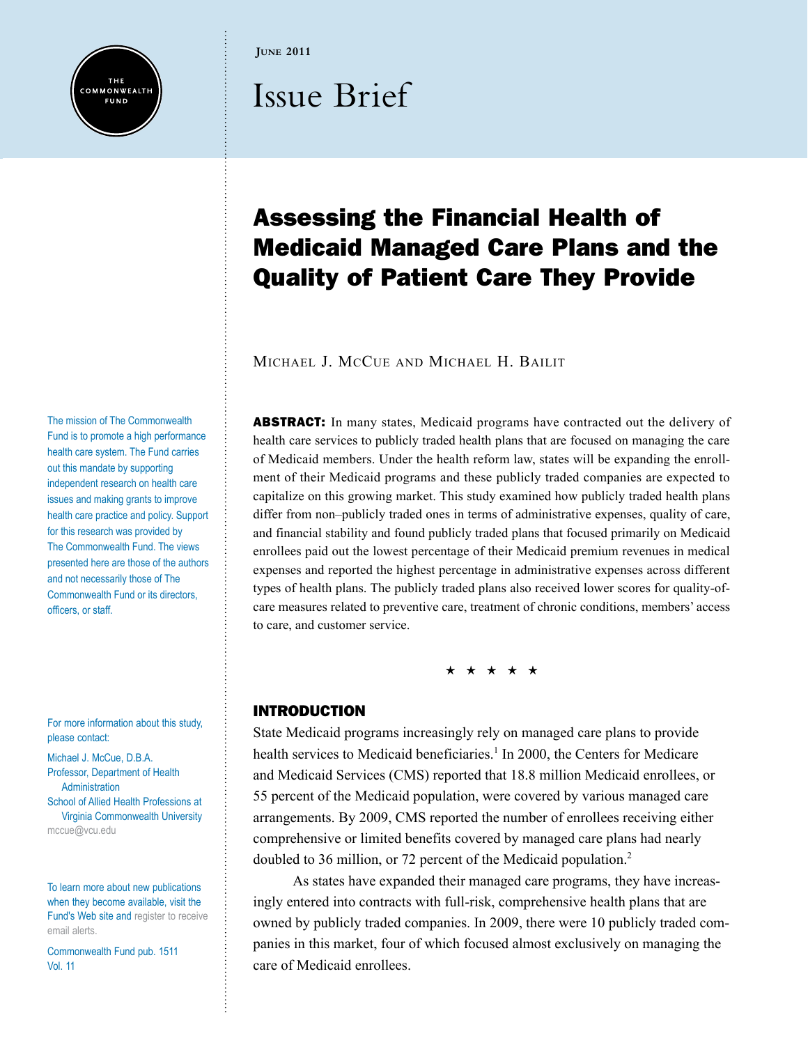June 2011

# Issue Brief

## Assessing the Financial Health of Medicaid Managed Care Plans and the Quality of Patient Care They Provide

Michael J. McCue and Michael H. Bailit

**ABSTRACT:** In many states, Medicaid programs have contracted out the delivery of health care services to publicly traded health plans that are focused on managing the care of Medicaid members. Under the health reform law, states will be expanding the enrollment of their Medicaid programs and these publicly traded companies are expected to capitalize on this growing market. This study examined how publicly traded health plans differ from non–publicly traded ones in terms of administrative expenses, quality of care, and financial stability and found publicly traded plans that focused primarily on Medicaid enrollees paid out the lowest percentage of their Medicaid premium revenues in medical expenses and reported the highest percentage in administrative expenses across different types of health plans. The publicly traded plans also received lower scores for quality-of-care measures related to preventive care, treatment of chronic conditions, members' access to care, and customer service.

★ ★ ★ ★ ★

### INTRODUCTION

State Medicaid programs increasingly rely on managed care plans to provide health services to Medicaid beneficiaries.[1] In 2000, the Centers for Medicare and Medicaid Services (CMS) reported that 18.8 million Medicaid enrollees, or 55 percent of the Medicaid population, were covered by various managed care arrangements. By 2009, CMS reported the number of enrollees receiving either comprehensive or limited benefits covered by managed care plans had nearly doubled to 36 million, or 72 percent of the Medicaid population.[2]

As states have expanded their managed care programs, they have increasingly entered into contracts with full-risk, comprehensive health plans that are owned by publicly traded companies. In 2009, there were 10 publicly traded companies in this market, four of which focused almost exclusively on managing the care of Medicaid enrollees.

The mission of The Commonwealth Fund is to promote a high performance health care system. The Fund carries out this mandate by supporting independent research on health care issues and making grants to improve health care practice and policy. Support for this research was provided by The Commonwealth Fund. The views presented here are those of the authors and not necessarily those of The Commonwealth Fund or its directors, officers, or staff.

For more information about this study, please contact:

Michael J. McCue, D.B.A.
Professor, Department of Health Administration
School of Allied Health Professions at Virginia Commonwealth University
mccue@vcu.edu

To learn more about new publications when they become available, visit the Fund's Web site and register to receive email alerts.

Commonwealth Fund pub. 1511
Vol. 11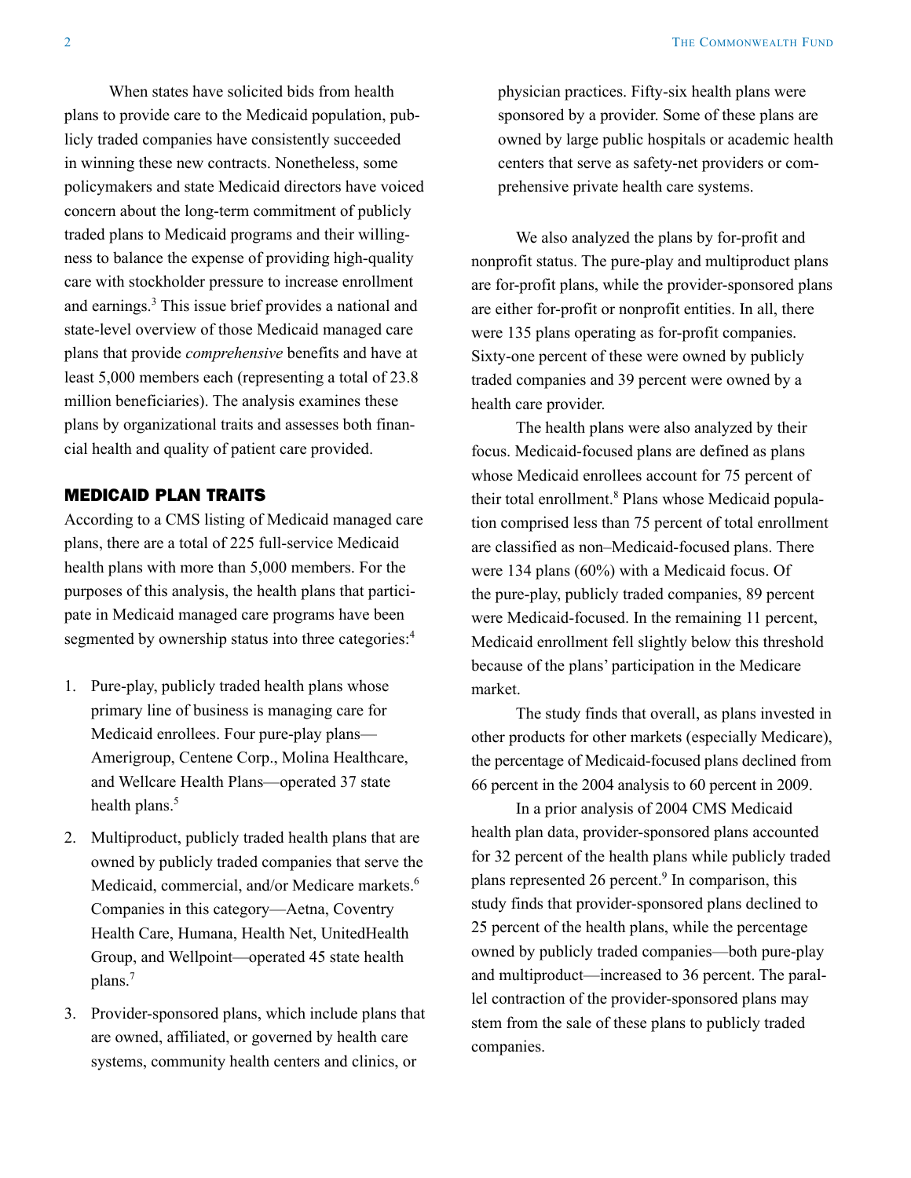When states have solicited bids from health plans to provide care to the Medicaid population, publicly traded companies have consistently succeeded in winning these new contracts. Nonetheless, some policymakers and state Medicaid directors have voiced concern about the long-term commitment of publicly traded plans to Medicaid programs and their willingness to balance the expense of providing high-quality care with stockholder pressure to increase enrollment and earnings.[3] This issue brief provides a national and state-level overview of those Medicaid managed care plans that provide *comprehensive* benefits and have at least 5,000 members each (representing a total of 23.8 million beneficiaries). The analysis examines these plans by organizational traits and assesses both financial health and quality of patient care provided.

## MEDICAID PLAN TRAITS

According to a CMS listing of Medicaid managed care plans, there are a total of 225 full-service Medicaid health plans with more than 5,000 members. For the purposes of this analysis, the health plans that participate in Medicaid managed care programs have been segmented by ownership status into three categories:[4]

1. Pure-play, publicly traded health plans whose primary line of business is managing care for Medicaid enrollees. Four pure-play plans—Amerigroup, Centene Corp., Molina Healthcare, and Wellcare Health Plans—operated 37 state health plans.[5]
2. Multiproduct, publicly traded health plans that are owned by publicly traded companies that serve the Medicaid, commercial, and/or Medicare markets.[6] Companies in this category—Aetna, Coventry Health Care, Humana, Health Net, UnitedHealth Group, and Wellpoint—operated 45 state health plans.[7]
3. Provider-sponsored plans, which include plans that are owned, affiliated, or governed by health care systems, community health centers and clinics, or physician practices. Fifty-six health plans were sponsored by a provider. Some of these plans are owned by large public hospitals or academic health centers that serve as safety-net providers or comprehensive private health care systems.

We also analyzed the plans by for-profit and nonprofit status. The pure-play and multiproduct plans are for-profit plans, while the provider-sponsored plans are either for-profit or nonprofit entities. In all, there were 135 plans operating as for-profit companies. Sixty-one percent of these were owned by publicly traded companies and 39 percent were owned by a health care provider.

The health plans were also analyzed by their focus. Medicaid-focused plans are defined as plans whose Medicaid enrollees account for 75 percent of their total enrollment.[8] Plans whose Medicaid population comprised less than 75 percent of total enrollment are classified as non–Medicaid-focused plans. There were 134 plans (60%) with a Medicaid focus. Of the pure-play, publicly traded companies, 89 percent were Medicaid-focused. In the remaining 11 percent, Medicaid enrollment fell slightly below this threshold because of the plans' participation in the Medicare market.

The study finds that overall, as plans invested in other products for other markets (especially Medicare), the percentage of Medicaid-focused plans declined from 66 percent in the 2004 analysis to 60 percent in 2009.

In a prior analysis of 2004 CMS Medicaid health plan data, provider-sponsored plans accounted for 32 percent of the health plans while publicly traded plans represented 26 percent.[9] In comparison, this study finds that provider-sponsored plans declined to 25 percent of the health plans, while the percentage owned by publicly traded companies—both pure-play and multiproduct—increased to 36 percent. The parallel contraction of the provider-sponsored plans may stem from the sale of these plans to publicly traded companies.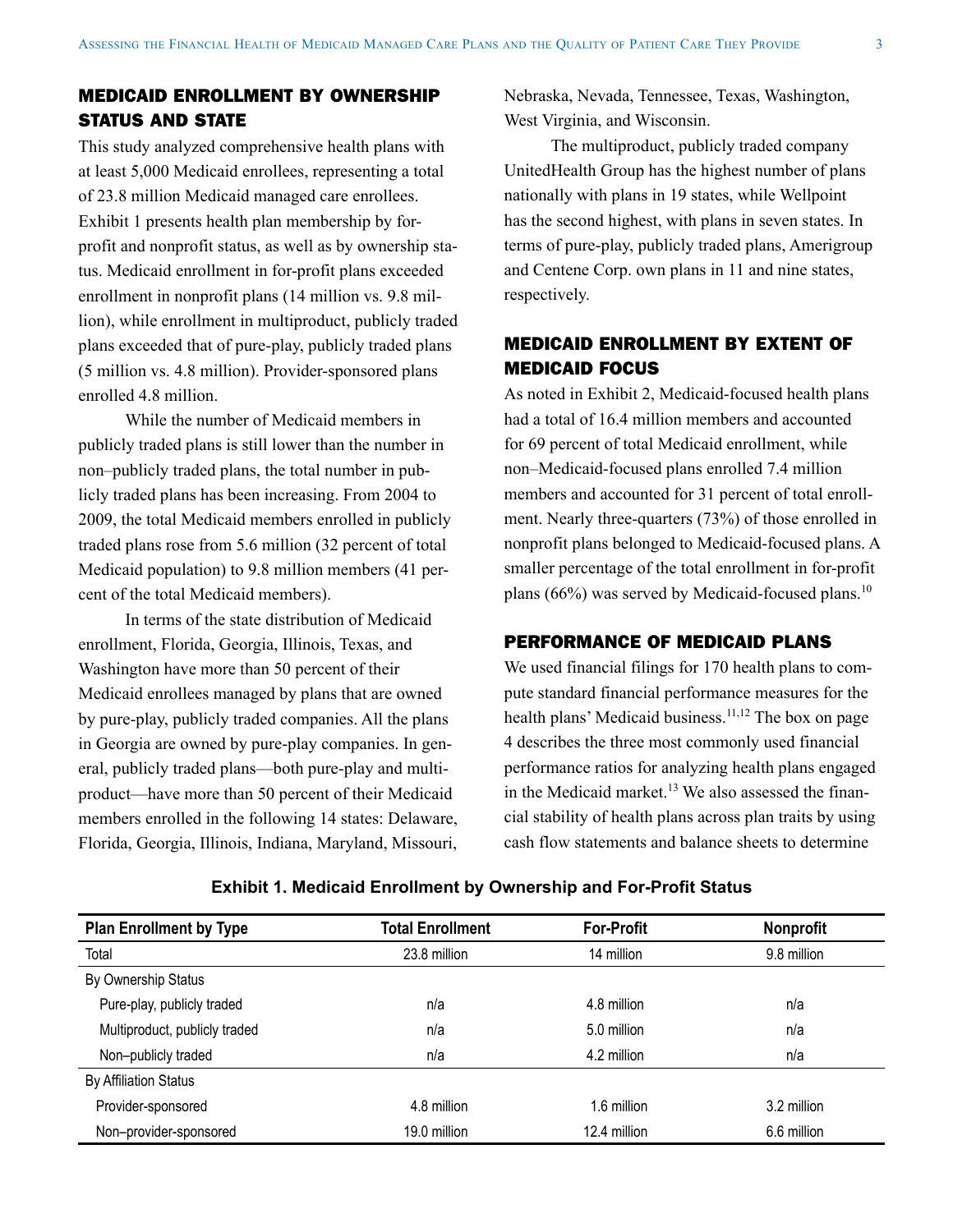## MEDICAID ENROLLMENT BY OWNERSHIP STATUS AND STATE

This study analyzed comprehensive health plans with at least 5,000 Medicaid enrollees, representing a total of 23.8 million Medicaid managed care enrollees. Exhibit 1 presents health plan membership by for-profit and nonprofit status, as well as by ownership status. Medicaid enrollment in for-profit plans exceeded enrollment in nonprofit plans (14 million vs. 9.8 million), while enrollment in multiproduct, publicly traded plans exceeded that of pure-play, publicly traded plans (5 million vs. 4.8 million). Provider-sponsored plans enrolled 4.8 million.

While the number of Medicaid members in publicly traded plans is still lower than the number in non–publicly traded plans, the total number in publicly traded plans has been increasing. From 2004 to 2009, the total Medicaid members enrolled in publicly traded plans rose from 5.6 million (32 percent of total Medicaid population) to 9.8 million members (41 percent of the total Medicaid members).

In terms of the state distribution of Medicaid enrollment, Florida, Georgia, Illinois, Texas, and Washington have more than 50 percent of their Medicaid enrollees managed by plans that are owned by pure-play, publicly traded companies. All the plans in Georgia are owned by pure-play companies. In general, publicly traded plans—both pure-play and multiproduct—have more than 50 percent of their Medicaid members enrolled in the following 14 states: Delaware, Florida, Georgia, Illinois, Indiana, Maryland, Missouri, Nebraska, Nevada, Tennessee, Texas, Washington, West Virginia, and Wisconsin.

The multiproduct, publicly traded company UnitedHealth Group has the highest number of plans nationally with plans in 19 states, while Wellpoint has the second highest, with plans in seven states. In terms of pure-play, publicly traded plans, Amerigroup and Centene Corp. own plans in 11 and nine states, respectively.

## MEDICAID ENROLLMENT BY EXTENT OF MEDICAID FOCUS

As noted in Exhibit 2, Medicaid-focused health plans had a total of 16.4 million members and accounted for 69 percent of total Medicaid enrollment, while non–Medicaid-focused plans enrolled 7.4 million members and accounted for 31 percent of total enrollment. Nearly three-quarters (73%) of those enrolled in nonprofit plans belonged to Medicaid-focused plans. A smaller percentage of the total enrollment in for-profit plans (66%) was served by Medicaid-focused plans.[10]

## PERFORMANCE OF MEDICAID PLANS

We used financial filings for 170 health plans to compute standard financial performance measures for the health plans' Medicaid business.[11,12] The box on page 4 describes the three most commonly used financial performance ratios for analyzing health plans engaged in the Medicaid market.[13] We also assessed the financial stability of health plans across plan traits by using cash flow statements and balance sheets to determine

**Exhibit 1. Medicaid Enrollment by Ownership and For-Profit Status**

| Plan Enrollment by Type | Total Enrollment | For-Profit | Nonprofit |
|---|---|---|---|
| Total | 23.8 million | 14 million | 9.8 million |
| By Ownership Status | | | |
| Pure-play, publicly traded | n/a | 4.8 million | n/a |
| Multiproduct, publicly traded | n/a | 5.0 million | n/a |
| Non–publicly traded | n/a | 4.2 million | n/a |
| By Affiliation Status | | | |
| Provider-sponsored | 4.8 million | 1.6 million | 3.2 million |
| Non–provider-sponsored | 19.0 million | 12.4 million | 6.6 million |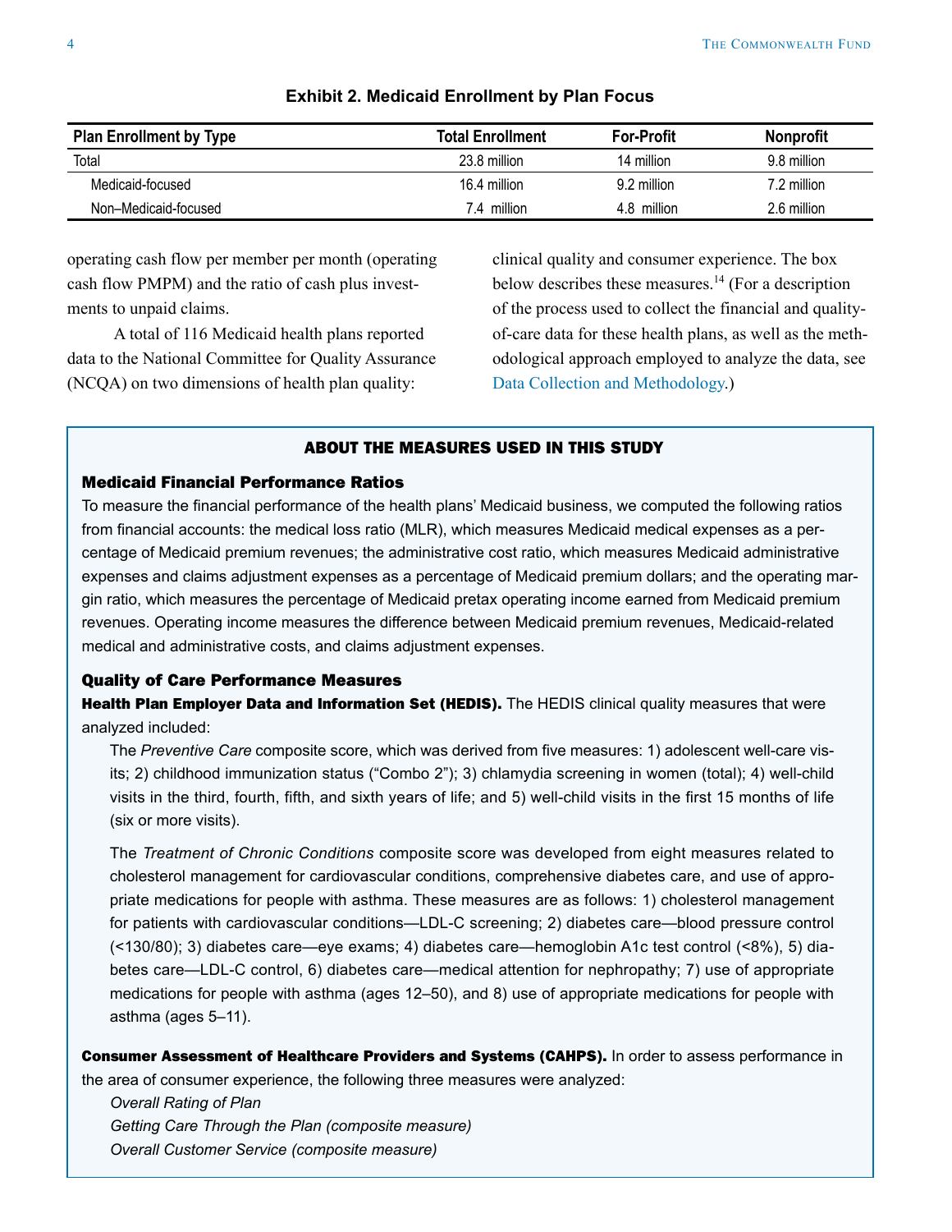**Exhibit 2. Medicaid Enrollment by Plan Focus**

| Plan Enrollment by Type | Total Enrollment | For-Profit | Nonprofit |
|---|---|---|---|
| Total | 23.8 million | 14 million | 9.8 million |
| Medicaid-focused | 16.4 million | 9.2 million | 7.2 million |
| Non–Medicaid-focused | 7.4 million | 4.8 million | 2.6 million |

operating cash flow per member per month (operating cash flow PMPM) and the ratio of cash plus investments to unpaid claims.

A total of 116 Medicaid health plans reported data to the National Committee for Quality Assurance (NCQA) on two dimensions of health plan quality: clinical quality and consumer experience. The box below describes these measures.[14] (For a description of the process used to collect the financial and quality-of-care data for these health plans, as well as the methodological approach employed to analyze the data, see Data Collection and Methodology.)

## ABOUT THE MEASURES USED IN THIS STUDY

### Medicaid Financial Performance Ratios

To measure the financial performance of the health plans' Medicaid business, we computed the following ratios from financial accounts: the medical loss ratio (MLR), which measures Medicaid medical expenses as a percentage of Medicaid premium revenues; the administrative cost ratio, which measures Medicaid administrative expenses and claims adjustment expenses as a percentage of Medicaid premium dollars; and the operating margin ratio, which measures the percentage of Medicaid pretax operating income earned from Medicaid premium revenues. Operating income measures the difference between Medicaid premium revenues, Medicaid-related medical and administrative costs, and claims adjustment expenses.

### Quality of Care Performance Measures

**Health Plan Employer Data and Information Set (HEDIS).** The HEDIS clinical quality measures that were analyzed included:

The *Preventive Care* composite score, which was derived from five measures: 1) adolescent well-care visits; 2) childhood immunization status ("Combo 2"); 3) chlamydia screening in women (total); 4) well-child visits in the third, fourth, fifth, and sixth years of life; and 5) well-child visits in the first 15 months of life (six or more visits).

The *Treatment of Chronic Conditions* composite score was developed from eight measures related to cholesterol management for cardiovascular conditions, comprehensive diabetes care, and use of appropriate medications for people with asthma. These measures are as follows: 1) cholesterol management for patients with cardiovascular conditions—LDL-C screening; 2) diabetes care—blood pressure control (<130/80); 3) diabetes care—eye exams; 4) diabetes care—hemoglobin A1c test control (<8%), 5) diabetes care—LDL-C control, 6) diabetes care—medical attention for nephropathy; 7) use of appropriate medications for people with asthma (ages 12–50), and 8) use of appropriate medications for people with asthma (ages 5–11).

**Consumer Assessment of Healthcare Providers and Systems (CAHPS).** In order to assess performance in the area of consumer experience, the following three measures were analyzed:

*Overall Rating of Plan*
*Getting Care Through the Plan (composite measure)*
*Overall Customer Service (composite measure)*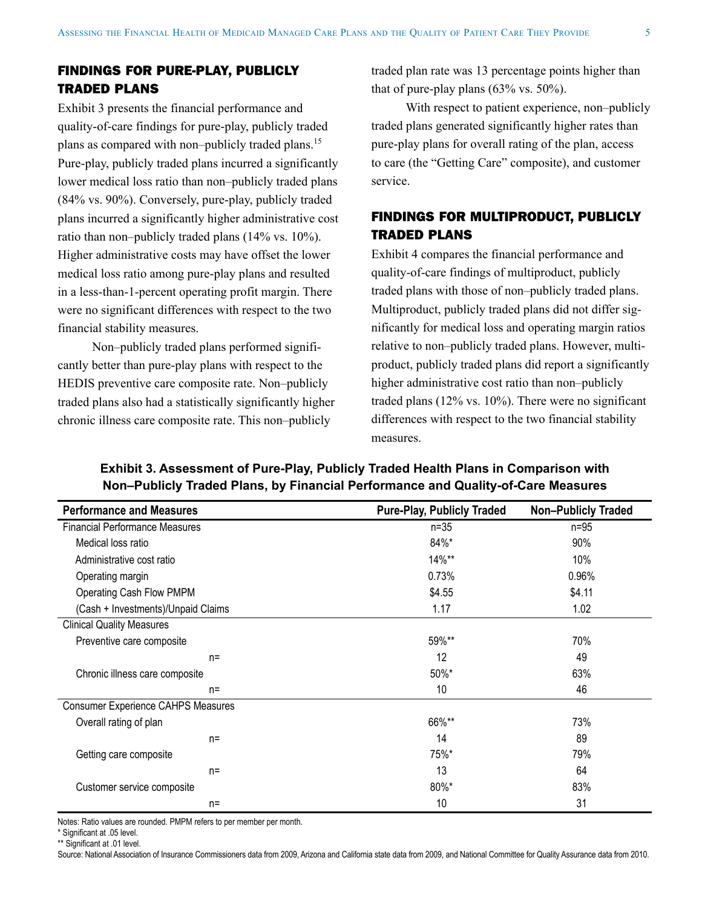## FINDINGS FOR PURE-PLAY, PUBLICLY TRADED PLANS

Exhibit 3 presents the financial performance and quality-of-care findings for pure-play, publicly traded plans as compared with non–publicly traded plans.[15] Pure-play, publicly traded plans incurred a significantly lower medical loss ratio than non–publicly traded plans (84% vs. 90%). Conversely, pure-play, publicly traded plans incurred a significantly higher administrative cost ratio than non–publicly traded plans (14% vs. 10%). Higher administrative costs may have offset the lower medical loss ratio among pure-play plans and resulted in a less-than-1-percent operating profit margin. There were no significant differences with respect to the two financial stability measures.

Non–publicly traded plans performed significantly better than pure-play plans with respect to the HEDIS preventive care composite rate. Non–publicly traded plans also had a statistically significantly higher chronic illness care composite rate. This non–publicly traded plan rate was 13 percentage points higher than that of pure-play plans (63% vs. 50%).

With respect to patient experience, non–publicly traded plans generated significantly higher rates than pure-play plans for overall rating of the plan, access to care (the "Getting Care" composite), and customer service.

## FINDINGS FOR MULTIPRODUCT, PUBLICLY TRADED PLANS

Exhibit 4 compares the financial performance and quality-of-care findings of multiproduct, publicly traded plans with those of non–publicly traded plans. Multiproduct, publicly traded plans did not differ significantly for medical loss and operating margin ratios relative to non–publicly traded plans. However, multiproduct, publicly traded plans did report a significantly higher administrative cost ratio than non–publicly traded plans (12% vs. 10%). There were no significant differences with respect to the two financial stability measures.

**Exhibit 3. Assessment of Pure-Play, Publicly Traded Health Plans in Comparison with Non–Publicly Traded Plans, by Financial Performance and Quality-of-Care Measures**

| Performance and Measures | Pure-Play, Publicly Traded | Non–Publicly Traded |
|---|---|---|
| Financial Performance Measures | n=35 | n=95 |
| Medical loss ratio | 84%* | 90% |
| Administrative cost ratio | 14%** | 10% |
| Operating margin | 0.73% | 0.96% |
| Operating Cash Flow PMPM | $4.55 | $4.11 |
| (Cash + Investments)/Unpaid Claims | 1.17 | 1.02 |
| Clinical Quality Measures | | |
| Preventive care composite | 59%** | 70% |
| n= | 12 | 49 |
| Chronic illness care composite | 50%* | 63% |
| n= | 10 | 46 |
| Consumer Experience CAHPS Measures | | |
| Overall rating of plan | 66%** | 73% |
| n= | 14 | 89 |
| Getting care composite | 75%* | 79% |
| n= | 13 | 64 |
| Customer service composite | 80%* | 83% |
| n= | 10 | 31 |

Notes: Ratio values are rounded. PMPM refers to per member per month.

* Significant at .05 level.

** Significant at .01 level.

Source: National Association of Insurance Commissioners data from 2009, Arizona and California state data from 2009, and National Committee for Quality Assurance data from 2010.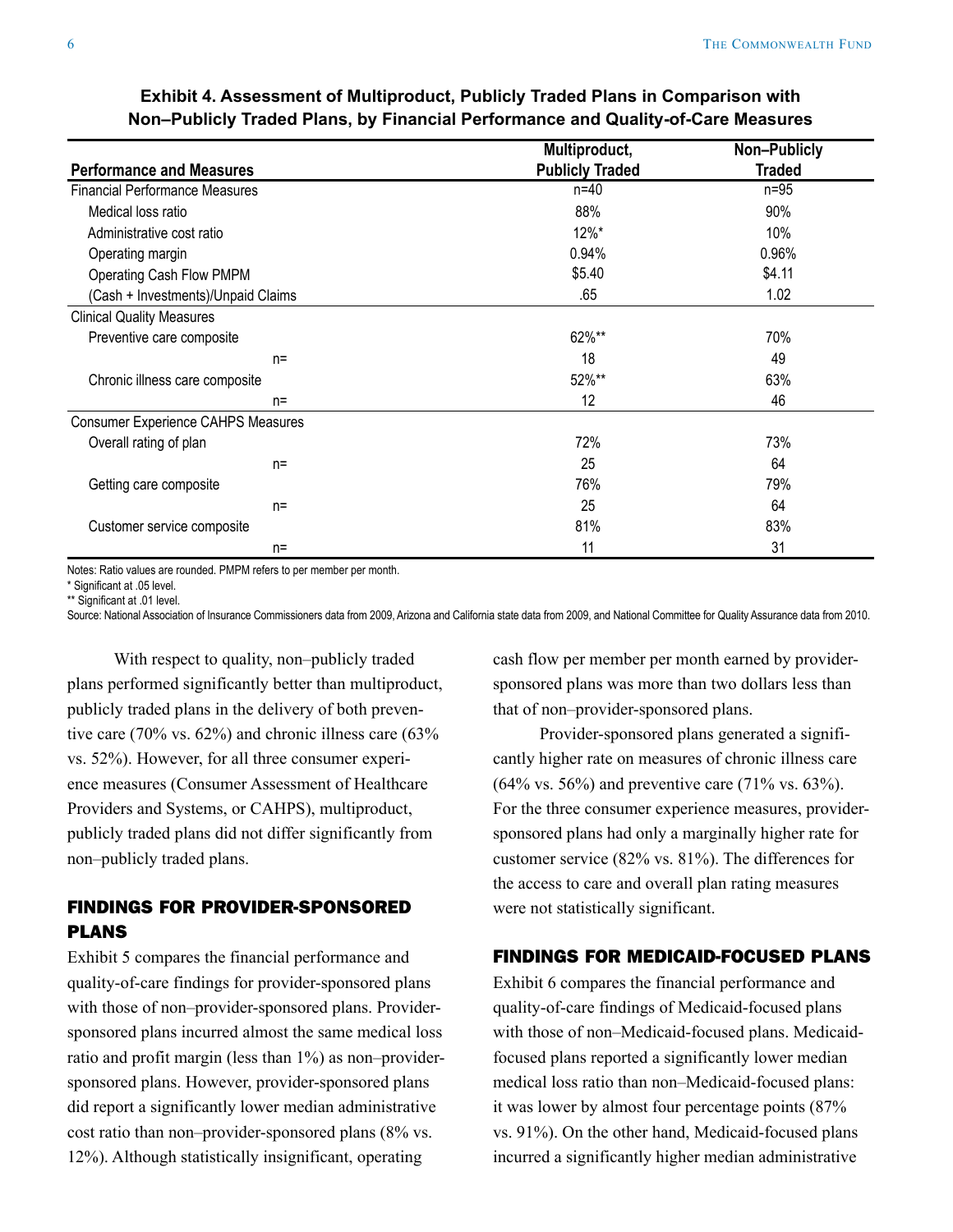**Exhibit 4. Assessment of Multiproduct, Publicly Traded Plans in Comparison with Non–Publicly Traded Plans, by Financial Performance and Quality-of-Care Measures**

| Performance and Measures | Multiproduct, Publicly Traded | Non–Publicly Traded |
|---|---|---|
| Financial Performance Measures | n=40 | n=95 |
| Medical loss ratio | 88% | 90% |
| Administrative cost ratio | 12%* | 10% |
| Operating margin | 0.94% | 0.96% |
| Operating Cash Flow PMPM | $5.40 | $4.11 |
| (Cash + Investments)/Unpaid Claims | .65 | 1.02 |
| Clinical Quality Measures | | |
| Preventive care composite | 62%** | 70% |
| n= | 18 | 49 |
| Chronic illness care composite | 52%** | 63% |
| n= | 12 | 46 |
| Consumer Experience CAHPS Measures | | |
| Overall rating of plan | 72% | 73% |
| n= | 25 | 64 |
| Getting care composite | 76% | 79% |
| n= | 25 | 64 |
| Customer service composite | 81% | 83% |
| n= | 11 | 31 |

Notes: Ratio values are rounded. PMPM refers to per member per month.

* Significant at .05 level.

** Significant at .01 level.

Source: National Association of Insurance Commissioners data from 2009, Arizona and California state data from 2009, and National Committee for Quality Assurance data from 2010.

With respect to quality, non–publicly traded plans performed significantly better than multiproduct, publicly traded plans in the delivery of both preventive care (70% vs. 62%) and chronic illness care (63% vs. 52%). However, for all three consumer experience measures (Consumer Assessment of Healthcare Providers and Systems, or CAHPS), multiproduct, publicly traded plans did not differ significantly from non–publicly traded plans.

## FINDINGS FOR PROVIDER-SPONSORED PLANS

Exhibit 5 compares the financial performance and quality-of-care findings for provider-sponsored plans with those of non–provider-sponsored plans. Provider-sponsored plans incurred almost the same medical loss ratio and profit margin (less than 1%) as non–provider-sponsored plans. However, provider-sponsored plans did report a significantly lower median administrative cost ratio than non–provider-sponsored plans (8% vs. 12%). Although statistically insignificant, operating cash flow per member per month earned by provider-sponsored plans was more than two dollars less than that of non–provider-sponsored plans.

Provider-sponsored plans generated a significantly higher rate on measures of chronic illness care (64% vs. 56%) and preventive care (71% vs. 63%). For the three consumer experience measures, provider-sponsored plans had only a marginally higher rate for customer service (82% vs. 81%). The differences for the access to care and overall plan rating measures were not statistically significant.

## FINDINGS FOR MEDICAID-FOCUSED PLANS

Exhibit 6 compares the financial performance and quality-of-care findings of Medicaid-focused plans with those of non–Medicaid-focused plans. Medicaid-focused plans reported a significantly lower median medical loss ratio than non–Medicaid-focused plans: it was lower by almost four percentage points (87% vs. 91%). On the other hand, Medicaid-focused plans incurred a significantly higher median administrative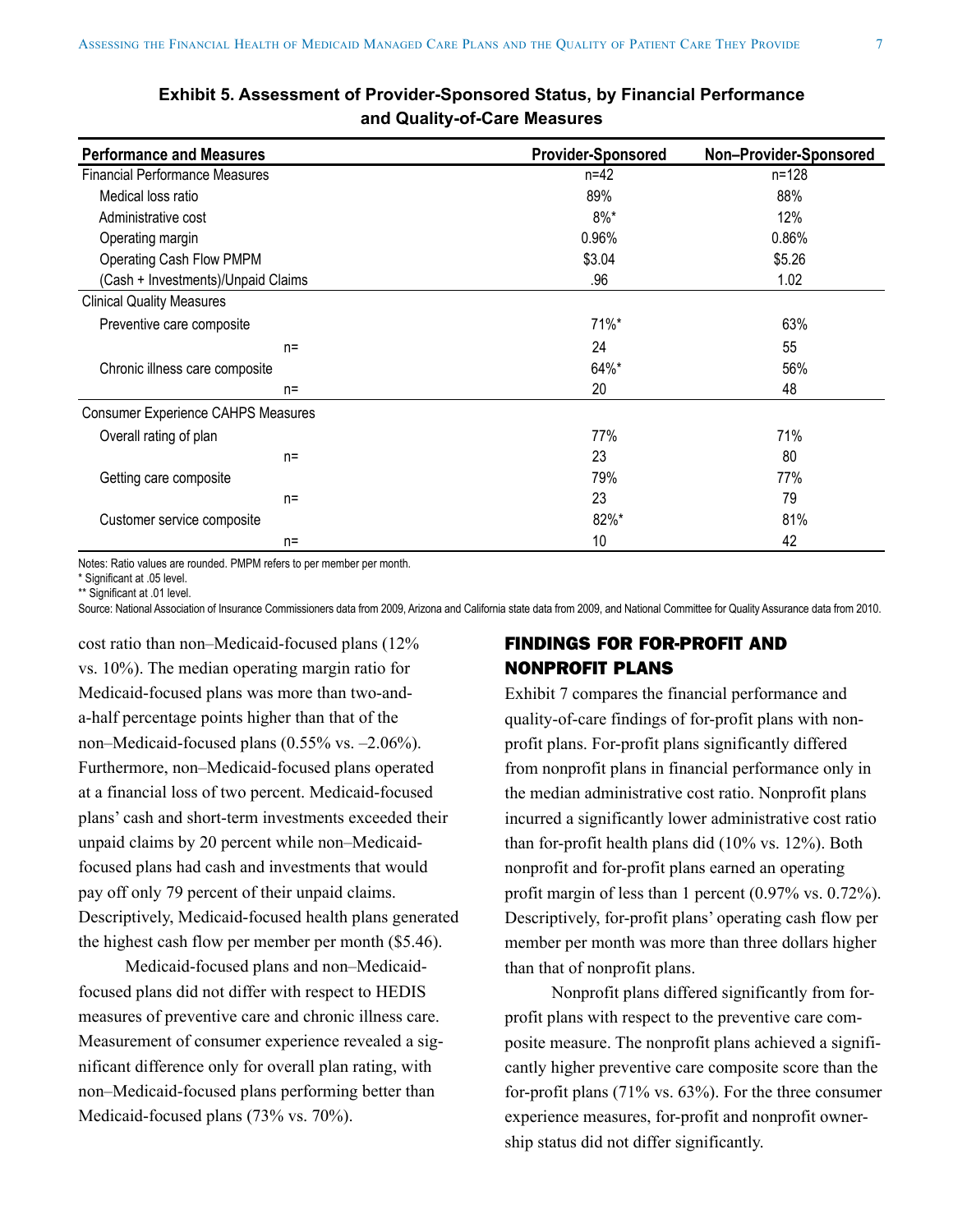**Exhibit 5. Assessment of Provider-Sponsored Status, by Financial Performance and Quality-of-Care Measures**

| Performance and Measures | Provider-Sponsored | Non–Provider-Sponsored |
|---|---|---|
| Financial Performance Measures | n=42 | n=128 |
| Medical loss ratio | 89% | 88% |
| Administrative cost | 8%* | 12% |
| Operating margin | 0.96% | 0.86% |
| Operating Cash Flow PMPM | $3.04 | $5.26 |
| (Cash + Investments)/Unpaid Claims | .96 | 1.02 |
| Clinical Quality Measures | | |
| Preventive care composite | 71%* | 63% |
| n= | 24 | 55 |
| Chronic illness care composite | 64%* | 56% |
| n= | 20 | 48 |
| Consumer Experience CAHPS Measures | | |
| Overall rating of plan | 77% | 71% |
| n= | 23 | 80 |
| Getting care composite | 79% | 77% |
| n= | 23 | 79 |
| Customer service composite | 82%* | 81% |
| n= | 10 | 42 |

Notes: Ratio values are rounded. PMPM refers to per member per month.

\* Significant at .05 level.

\*\* Significant at .01 level.

Source: National Association of Insurance Commissioners data from 2009, Arizona and California state data from 2009, and National Committee for Quality Assurance data from 2010.

cost ratio than non–Medicaid-focused plans (12% vs. 10%). The median operating margin ratio for Medicaid-focused plans was more than two-and-a-half percentage points higher than that of the non–Medicaid-focused plans (0.55% vs. –2.06%). Furthermore, non–Medicaid-focused plans operated at a financial loss of two percent. Medicaid-focused plans' cash and short-term investments exceeded their unpaid claims by 20 percent while non–Medicaid-focused plans had cash and investments that would pay off only 79 percent of their unpaid claims. Descriptively, Medicaid-focused health plans generated the highest cash flow per member per month ($5.46).

Medicaid-focused plans and non–Medicaid-focused plans did not differ with respect to HEDIS measures of preventive care and chronic illness care. Measurement of consumer experience revealed a significant difference only for overall plan rating, with non–Medicaid-focused plans performing better than Medicaid-focused plans (73% vs. 70%).

## FINDINGS FOR FOR-PROFIT AND NONPROFIT PLANS

Exhibit 7 compares the financial performance and quality-of-care findings of for-profit plans with nonprofit plans. For-profit plans significantly differed from nonprofit plans in financial performance only in the median administrative cost ratio. Nonprofit plans incurred a significantly lower administrative cost ratio than for-profit health plans did (10% vs. 12%). Both nonprofit and for-profit plans earned an operating profit margin of less than 1 percent (0.97% vs. 0.72%). Descriptively, for-profit plans' operating cash flow per member per month was more than three dollars higher than that of nonprofit plans.

Nonprofit plans differed significantly from for-profit plans with respect to the preventive care composite measure. The nonprofit plans achieved a significantly higher preventive care composite score than the for-profit plans (71% vs. 63%). For the three consumer experience measures, for-profit and nonprofit ownership status did not differ significantly.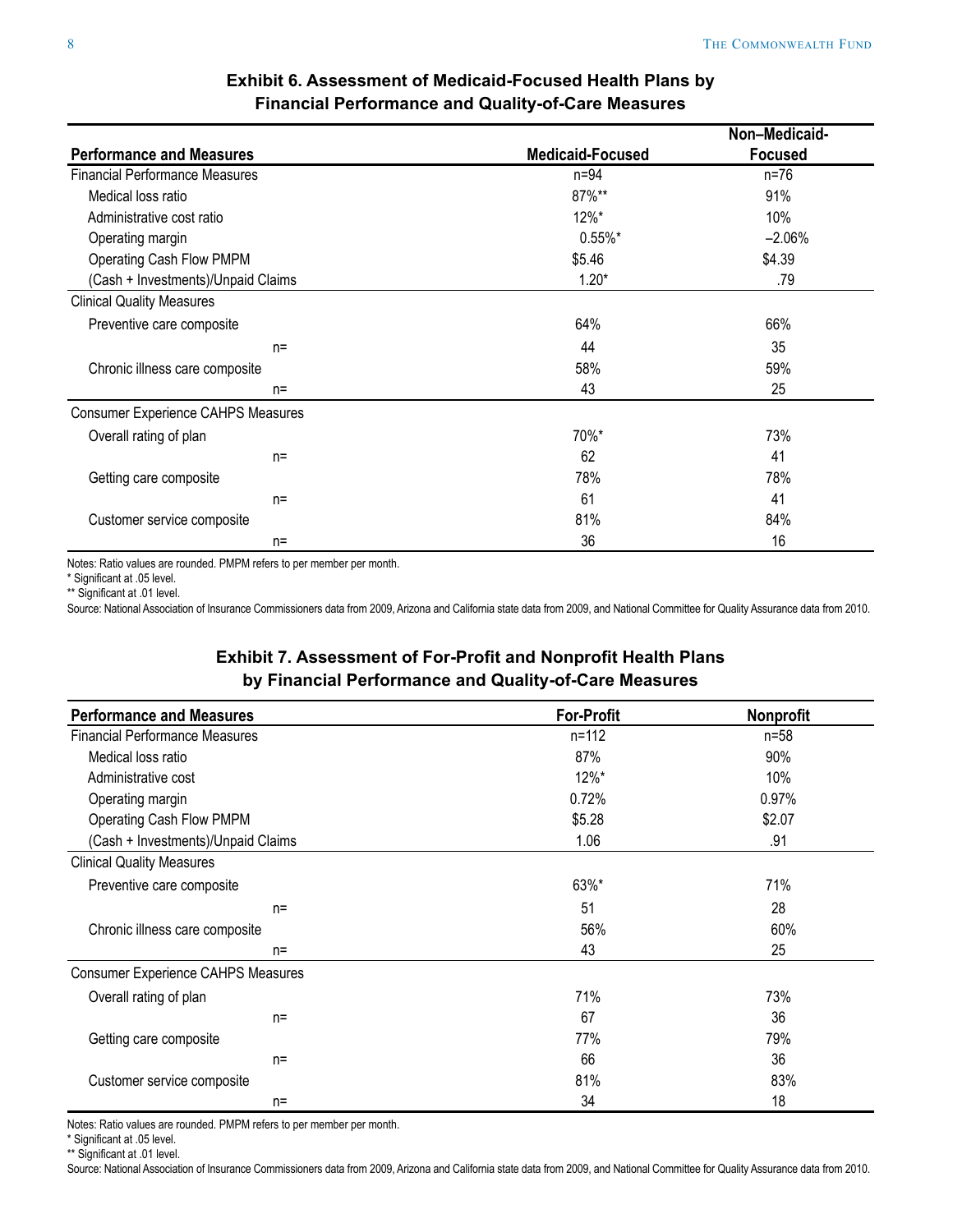### Exhibit 6. Assessment of Medicaid-Focused Health Plans by Financial Performance and Quality-of-Care Measures

| Performance and Measures | Medicaid-Focused | Non–Medicaid-Focused |
|---|---|---|
| Financial Performance Measures | n=94 | n=76 |
| Medical loss ratio | 87%** | 91% |
| Administrative cost ratio | 12%* | 10% |
| Operating margin | 0.55%* | –2.06% |
| Operating Cash Flow PMPM | $5.46 | $4.39 |
| (Cash + Investments)/Unpaid Claims | 1.20* | .79 |
| Clinical Quality Measures | | |
| Preventive care composite | 64% | 66% |
| n= | 44 | 35 |
| Chronic illness care composite | 58% | 59% |
| n= | 43 | 25 |
| Consumer Experience CAHPS Measures | | |
| Overall rating of plan | 70%* | 73% |
| n= | 62 | 41 |
| Getting care composite | 78% | 78% |
| n= | 61 | 41 |
| Customer service composite | 81% | 84% |
| n= | 36 | 16 |

Notes: Ratio values are rounded. PMPM refers to per member per month.

* Significant at .05 level.

** Significant at .01 level.

Source: National Association of Insurance Commissioners data from 2009, Arizona and California state data from 2009, and National Committee for Quality Assurance data from 2010.

### Exhibit 7. Assessment of For-Profit and Nonprofit Health Plans by Financial Performance and Quality-of-Care Measures

| Performance and Measures | For-Profit | Nonprofit |
|---|---|---|
| Financial Performance Measures | n=112 | n=58 |
| Medical loss ratio | 87% | 90% |
| Administrative cost | 12%* | 10% |
| Operating margin | 0.72% | 0.97% |
| Operating Cash Flow PMPM | $5.28 | $2.07 |
| (Cash + Investments)/Unpaid Claims | 1.06 | .91 |
| Clinical Quality Measures | | |
| Preventive care composite | 63%* | 71% |
| n= | 51 | 28 |
| Chronic illness care composite | 56% | 60% |
| n= | 43 | 25 |
| Consumer Experience CAHPS Measures | | |
| Overall rating of plan | 71% | 73% |
| n= | 67 | 36 |
| Getting care composite | 77% | 79% |
| n= | 66 | 36 |
| Customer service composite | 81% | 83% |
| n= | 34 | 18 |

Notes: Ratio values are rounded. PMPM refers to per member per month.

* Significant at .05 level.

** Significant at .01 level.

Source: National Association of Insurance Commissioners data from 2009, Arizona and California state data from 2009, and National Committee for Quality Assurance data from 2010.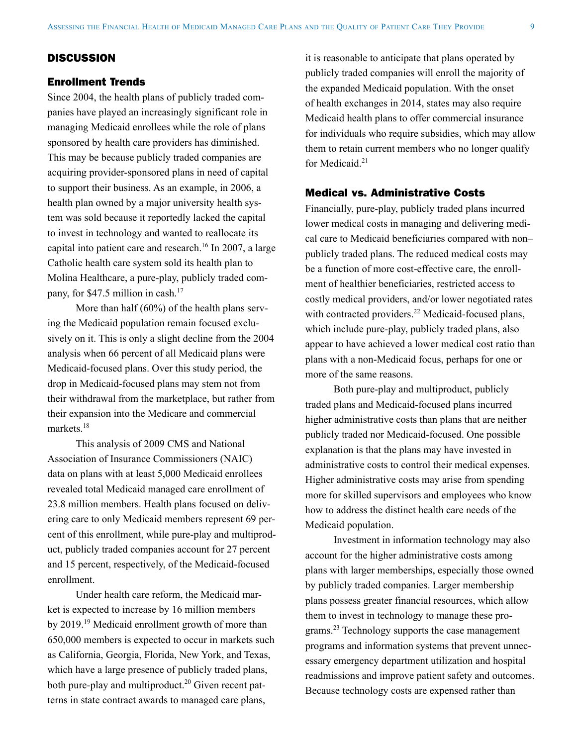## DISCUSSION

### Enrollment Trends

Since 2004, the health plans of publicly traded companies have played an increasingly significant role in managing Medicaid enrollees while the role of plans sponsored by health care providers has diminished. This may be because publicly traded companies are acquiring provider-sponsored plans in need of capital to support their business. As an example, in 2006, a health plan owned by a major university health system was sold because it reportedly lacked the capital to invest in technology and wanted to reallocate its capital into patient care and research.[16] In 2007, a large Catholic health care system sold its health plan to Molina Healthcare, a pure-play, publicly traded company, for $47.5 million in cash.[17]

More than half (60%) of the health plans serving the Medicaid population remain focused exclusively on it. This is only a slight decline from the 2004 analysis when 66 percent of all Medicaid plans were Medicaid-focused plans. Over this study period, the drop in Medicaid-focused plans may stem not from their withdrawal from the marketplace, but rather from their expansion into the Medicare and commercial markets.[18]

This analysis of 2009 CMS and National Association of Insurance Commissioners (NAIC) data on plans with at least 5,000 Medicaid enrollees revealed total Medicaid managed care enrollment of 23.8 million members. Health plans focused on delivering care to only Medicaid members represent 69 percent of this enrollment, while pure-play and multiproduct, publicly traded companies account for 27 percent and 15 percent, respectively, of the Medicaid-focused enrollment.

Under health care reform, the Medicaid market is expected to increase by 16 million members by 2019.[19] Medicaid enrollment growth of more than 650,000 members is expected to occur in markets such as California, Georgia, Florida, New York, and Texas, which have a large presence of publicly traded plans, both pure-play and multiproduct.[20] Given recent patterns in state contract awards to managed care plans, it is reasonable to anticipate that plans operated by publicly traded companies will enroll the majority of the expanded Medicaid population. With the onset of health exchanges in 2014, states may also require Medicaid health plans to offer commercial insurance for individuals who require subsidies, which may allow them to retain current members who no longer qualify for Medicaid.[21]

### Medical vs. Administrative Costs

Financially, pure-play, publicly traded plans incurred lower medical costs in managing and delivering medical care to Medicaid beneficiaries compared with non–publicly traded plans. The reduced medical costs may be a function of more cost-effective care, the enrollment of healthier beneficiaries, restricted access to costly medical providers, and/or lower negotiated rates with contracted providers.[22] Medicaid-focused plans, which include pure-play, publicly traded plans, also appear to have achieved a lower medical cost ratio than plans with a non-Medicaid focus, perhaps for one or more of the same reasons.

Both pure-play and multiproduct, publicly traded plans and Medicaid-focused plans incurred higher administrative costs than plans that are neither publicly traded nor Medicaid-focused. One possible explanation is that the plans may have invested in administrative costs to control their medical expenses. Higher administrative costs may arise from spending more for skilled supervisors and employees who know how to address the distinct health care needs of the Medicaid population.

Investment in information technology may also account for the higher administrative costs among plans with larger memberships, especially those owned by publicly traded companies. Larger membership plans possess greater financial resources, which allow them to invest in technology to manage these programs.[23] Technology supports the case management programs and information systems that prevent unnecessary emergency department utilization and hospital readmissions and improve patient safety and outcomes. Because technology costs are expensed rather than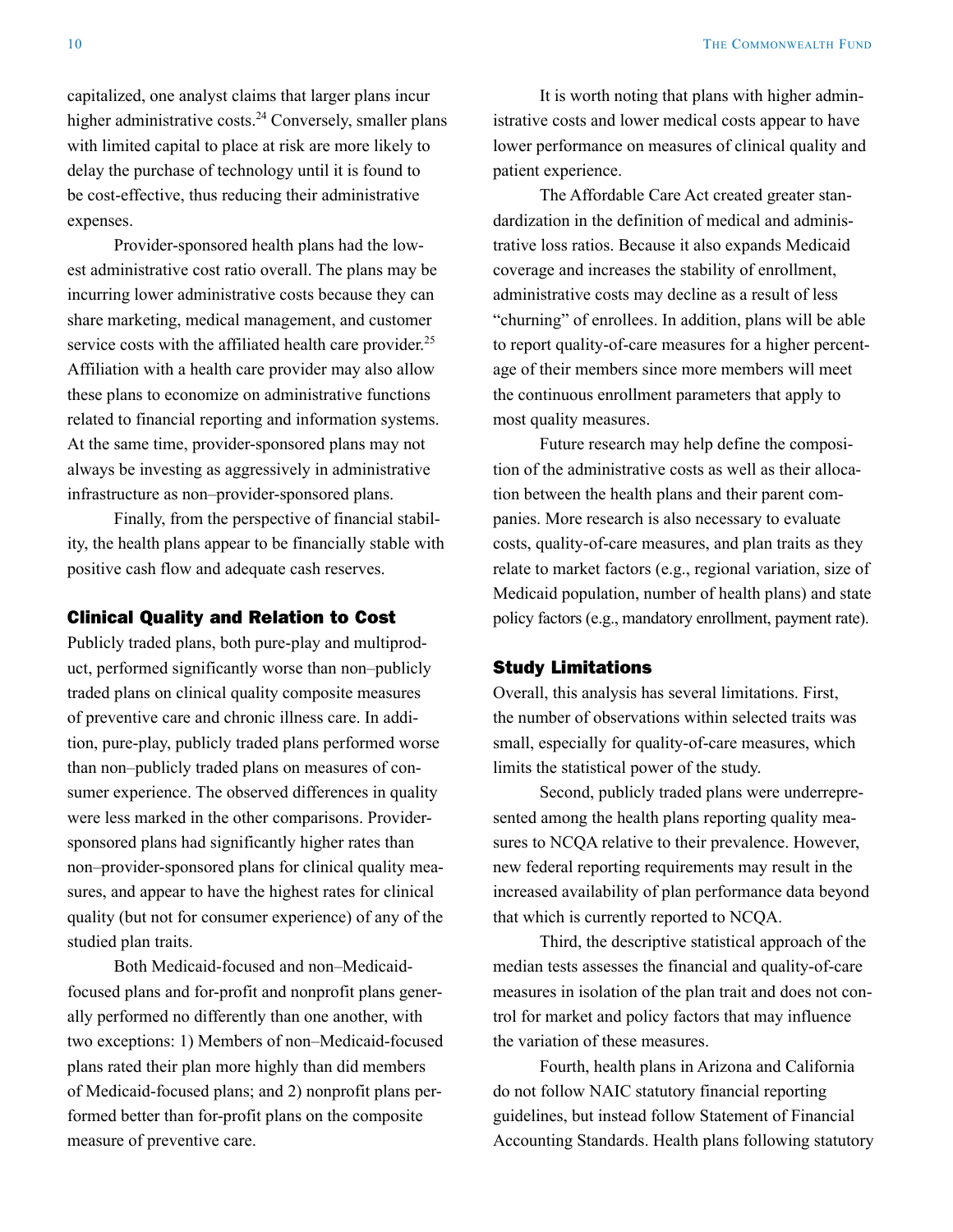capitalized, one analyst claims that larger plans incur higher administrative costs.[24] Conversely, smaller plans with limited capital to place at risk are more likely to delay the purchase of technology until it is found to be cost-effective, thus reducing their administrative expenses.

Provider-sponsored health plans had the lowest administrative cost ratio overall. The plans may be incurring lower administrative costs because they can share marketing, medical management, and customer service costs with the affiliated health care provider.[25] Affiliation with a health care provider may also allow these plans to economize on administrative functions related to financial reporting and information systems. At the same time, provider-sponsored plans may not always be investing as aggressively in administrative infrastructure as non–provider-sponsored plans.

Finally, from the perspective of financial stability, the health plans appear to be financially stable with positive cash flow and adequate cash reserves.

## Clinical Quality and Relation to Cost

Publicly traded plans, both pure-play and multiproduct, performed significantly worse than non–publicly traded plans on clinical quality composite measures of preventive care and chronic illness care. In addition, pure-play, publicly traded plans performed worse than non–publicly traded plans on measures of consumer experience. The observed differences in quality were less marked in the other comparisons. Provider-sponsored plans had significantly higher rates than non–provider-sponsored plans for clinical quality measures, and appear to have the highest rates for clinical quality (but not for consumer experience) of any of the studied plan traits.

Both Medicaid-focused and non–Medicaid-focused plans and for-profit and nonprofit plans generally performed no differently than one another, with two exceptions: 1) Members of non–Medicaid-focused plans rated their plan more highly than did members of Medicaid-focused plans; and 2) nonprofit plans performed better than for-profit plans on the composite measure of preventive care.

It is worth noting that plans with higher administrative costs and lower medical costs appear to have lower performance on measures of clinical quality and patient experience.

The Affordable Care Act created greater standardization in the definition of medical and administrative loss ratios. Because it also expands Medicaid coverage and increases the stability of enrollment, administrative costs may decline as a result of less "churning" of enrollees. In addition, plans will be able to report quality-of-care measures for a higher percentage of their members since more members will meet the continuous enrollment parameters that apply to most quality measures.

Future research may help define the composition of the administrative costs as well as their allocation between the health plans and their parent companies. More research is also necessary to evaluate costs, quality-of-care measures, and plan traits as they relate to market factors (e.g., regional variation, size of Medicaid population, number of health plans) and state policy factors (e.g., mandatory enrollment, payment rate).

## Study Limitations

Overall, this analysis has several limitations. First, the number of observations within selected traits was small, especially for quality-of-care measures, which limits the statistical power of the study.

Second, publicly traded plans were underrepresented among the health plans reporting quality measures to NCQA relative to their prevalence. However, new federal reporting requirements may result in the increased availability of plan performance data beyond that which is currently reported to NCQA.

Third, the descriptive statistical approach of the median tests assesses the financial and quality-of-care measures in isolation of the plan trait and does not control for market and policy factors that may influence the variation of these measures.

Fourth, health plans in Arizona and California do not follow NAIC statutory financial reporting guidelines, but instead follow Statement of Financial Accounting Standards. Health plans following statutory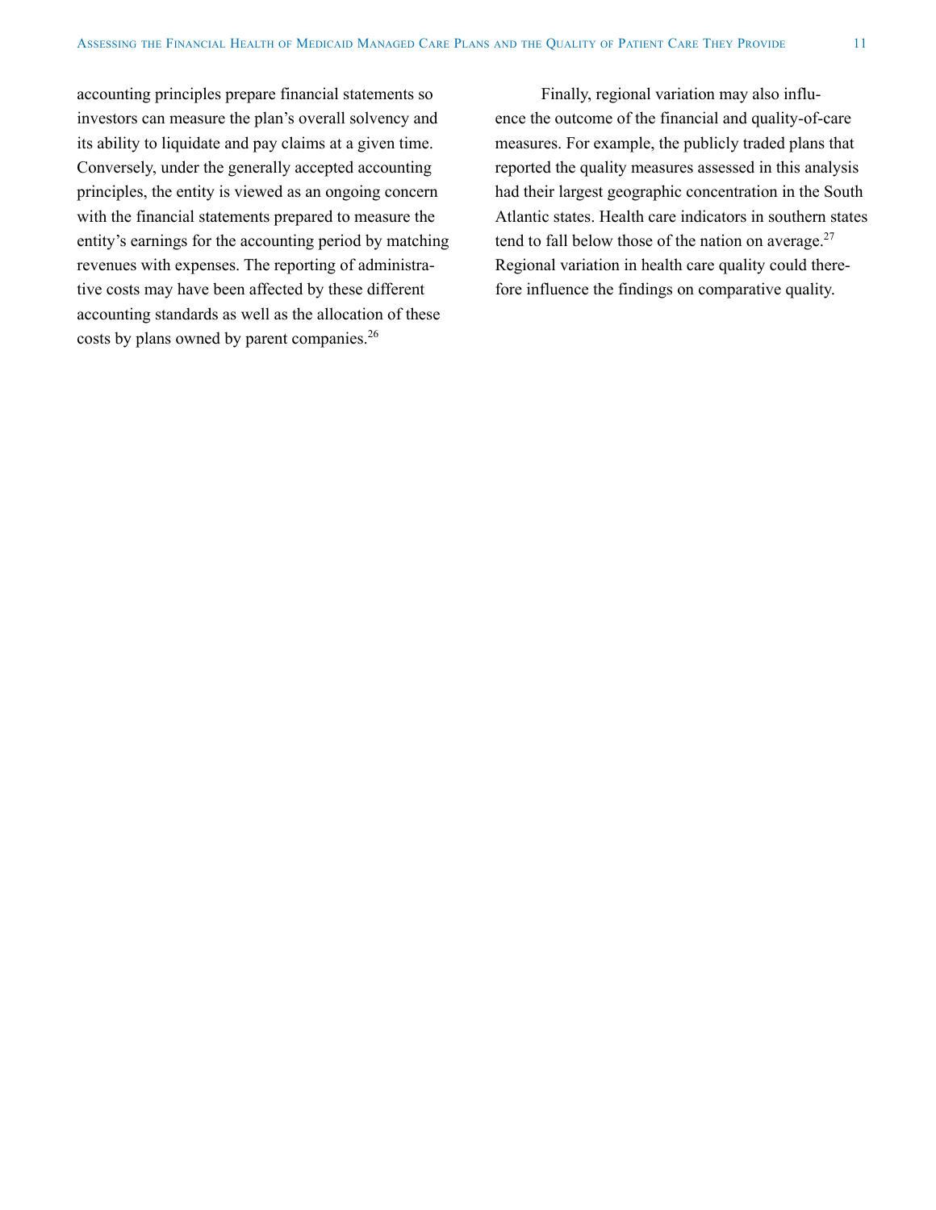accounting principles prepare financial statements so investors can measure the plan's overall solvency and its ability to liquidate and pay claims at a given time. Conversely, under the generally accepted accounting principles, the entity is viewed as an ongoing concern with the financial statements prepared to measure the entity's earnings for the accounting period by matching revenues with expenses. The reporting of administrative costs may have been affected by these different accounting standards as well as the allocation of these costs by plans owned by parent companies.[26]

Finally, regional variation may also influence the outcome of the financial and quality-of-care measures. For example, the publicly traded plans that reported the quality measures assessed in this analysis had their largest geographic concentration in the South Atlantic states. Health care indicators in southern states tend to fall below those of the nation on average.[27] Regional variation in health care quality could therefore influence the findings on comparative quality.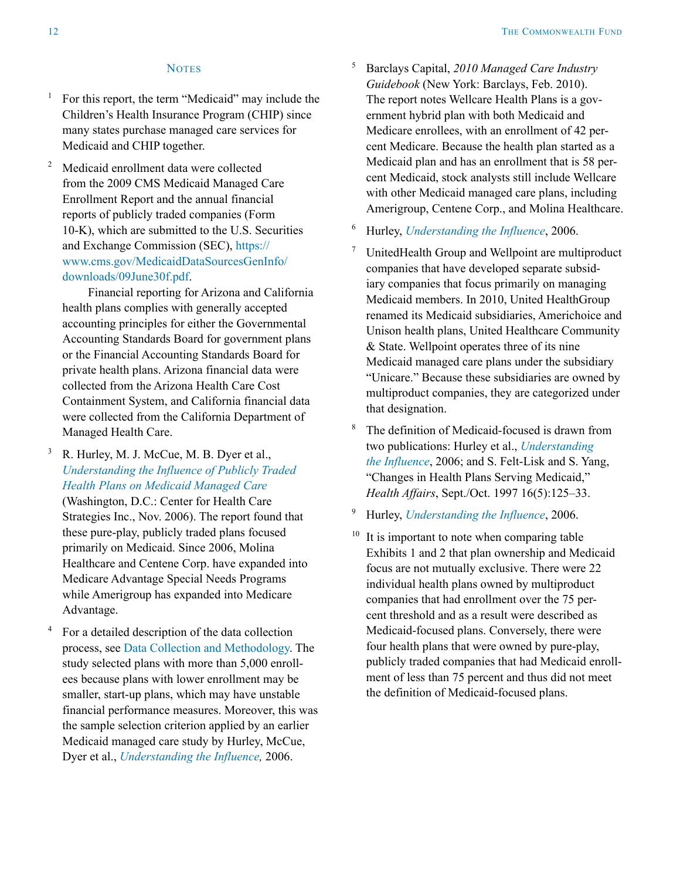## Notes

1. For this report, the term "Medicaid" may include the Children's Health Insurance Program (CHIP) since many states purchase managed care services for Medicaid and CHIP together.

2. Medicaid enrollment data were collected from the 2009 CMS Medicaid Managed Care Enrollment Report and the annual financial reports of publicly traded companies (Form 10-K), which are submitted to the U.S. Securities and Exchange Commission (SEC), https://www.cms.gov/MedicaidDataSourcesGenInfo/downloads/09June30f.pdf.

   Financial reporting for Arizona and California health plans complies with generally accepted accounting principles for either the Governmental Accounting Standards Board for government plans or the Financial Accounting Standards Board for private health plans. Arizona financial data were collected from the Arizona Health Care Cost Containment System, and California financial data were collected from the California Department of Managed Health Care.

3. R. Hurley, M. J. McCue, M. B. Dyer et al., *Understanding the Influence of Publicly Traded Health Plans on Medicaid Managed Care* (Washington, D.C.: Center for Health Care Strategies Inc., Nov. 2006). The report found that these pure-play, publicly traded plans focused primarily on Medicaid. Since 2006, Molina Healthcare and Centene Corp. have expanded into Medicare Advantage Special Needs Programs while Amerigroup has expanded into Medicare Advantage.

4. For a detailed description of the data collection process, see Data Collection and Methodology. The study selected plans with more than 5,000 enrollees because plans with lower enrollment may be smaller, start-up plans, which may have unstable financial performance measures. Moreover, this was the sample selection criterion applied by an earlier Medicaid managed care study by Hurley, McCue, Dyer et al., *Understanding the Influence,* 2006.

5. Barclays Capital, *2010 Managed Care Industry Guidebook* (New York: Barclays, Feb. 2010). The report notes Wellcare Health Plans is a government hybrid plan with both Medicaid and Medicare enrollees, with an enrollment of 42 percent Medicare. Because the health plan started as a Medicaid plan and has an enrollment that is 58 percent Medicaid, stock analysts still include Wellcare with other Medicaid managed care plans, including Amerigroup, Centene Corp., and Molina Healthcare.

6. Hurley, *Understanding the Influence*, 2006.

7. UnitedHealth Group and Wellpoint are multiproduct companies that have developed separate subsidiary companies that focus primarily on managing Medicaid members. In 2010, United HealthGroup renamed its Medicaid subsidiaries, Americhoice and Unison health plans, United Healthcare Community & State. Wellpoint operates three of its nine Medicaid managed care plans under the subsidiary "Unicare." Because these subsidiaries are owned by multiproduct companies, they are categorized under that designation.

8. The definition of Medicaid-focused is drawn from two publications: Hurley et al., *Understanding the Influence*, 2006; and S. Felt-Lisk and S. Yang, "Changes in Health Plans Serving Medicaid," *Health Affairs*, Sept./Oct. 1997 16(5):125–33.

9. Hurley, *Understanding the Influence*, 2006.

10. It is important to note when comparing table Exhibits 1 and 2 that plan ownership and Medicaid focus are not mutually exclusive. There were 22 individual health plans owned by multiproduct companies that had enrollment over the 75 percent threshold and as a result were described as Medicaid-focused plans. Conversely, there were four health plans that were owned by pure-play, publicly traded companies that had Medicaid enrollment of less than 75 percent and thus did not meet the definition of Medicaid-focused plans.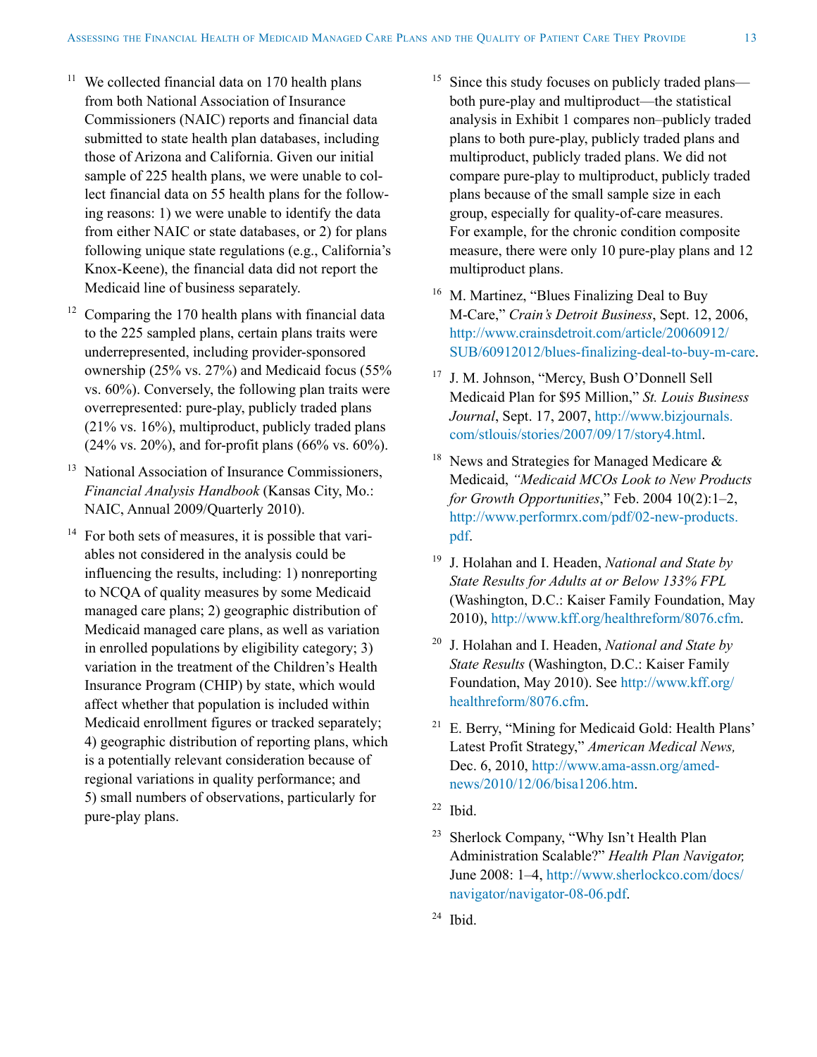11 We collected financial data on 170 health plans from both National Association of Insurance Commissioners (NAIC) reports and financial data submitted to state health plan databases, including those of Arizona and California. Given our initial sample of 225 health plans, we were unable to collect financial data on 55 health plans for the following reasons: 1) we were unable to identify the data from either NAIC or state databases, or 2) for plans following unique state regulations (e.g., California's Knox-Keene), the financial data did not report the Medicaid line of business separately.

12 Comparing the 170 health plans with financial data to the 225 sampled plans, certain plans traits were underrepresented, including provider-sponsored ownership (25% vs. 27%) and Medicaid focus (55% vs. 60%). Conversely, the following plan traits were overrepresented: pure-play, publicly traded plans (21% vs. 16%), multiproduct, publicly traded plans (24% vs. 20%), and for-profit plans (66% vs. 60%).

13 National Association of Insurance Commissioners, *Financial Analysis Handbook* (Kansas City, Mo.: NAIC, Annual 2009/Quarterly 2010).

14 For both sets of measures, it is possible that variables not considered in the analysis could be influencing the results, including: 1) nonreporting to NCQA of quality measures by some Medicaid managed care plans; 2) geographic distribution of Medicaid managed care plans, as well as variation in enrolled populations by eligibility category; 3) variation in the treatment of the Children's Health Insurance Program (CHIP) by state, which would affect whether that population is included within Medicaid enrollment figures or tracked separately; 4) geographic distribution of reporting plans, which is a potentially relevant consideration because of regional variations in quality performance; and 5) small numbers of observations, particularly for pure-play plans.

15 Since this study focuses on publicly traded plans—both pure-play and multiproduct—the statistical analysis in Exhibit 1 compares non–publicly traded plans to both pure-play, publicly traded plans and multiproduct, publicly traded plans. We did not compare pure-play to multiproduct, publicly traded plans because of the small sample size in each group, especially for quality-of-care measures. For example, for the chronic condition composite measure, there were only 10 pure-play plans and 12 multiproduct plans.

16 M. Martinez, "Blues Finalizing Deal to Buy M-Care," *Crain's Detroit Business*, Sept. 12, 2006, http://www.crainsdetroit.com/article/20060912/SUB/60912012/blues-finalizing-deal-to-buy-m-care.

17 J. M. Johnson, "Mercy, Bush O'Donnell Sell Medicaid Plan for $95 Million," *St. Louis Business Journal*, Sept. 17, 2007, http://www.bizjournals.com/stlouis/stories/2007/09/17/story4.html.

18 News and Strategies for Managed Medicare & Medicaid, *"Medicaid MCOs Look to New Products for Growth Opportunities*," Feb. 2004 10(2):1–2, http://www.performrx.com/pdf/02-new-products.pdf.

19 J. Holahan and I. Headen, *National and State by State Results for Adults at or Below 133% FPL* (Washington, D.C.: Kaiser Family Foundation, May 2010), http://www.kff.org/healthreform/8076.cfm.

20 J. Holahan and I. Headen, *National and State by State Results* (Washington, D.C.: Kaiser Family Foundation, May 2010). See http://www.kff.org/healthreform/8076.cfm.

21 E. Berry, "Mining for Medicaid Gold: Health Plans' Latest Profit Strategy," *American Medical News,* Dec. 6, 2010, http://www.ama-assn.org/amednews/2010/12/06/bisa1206.htm.

22 Ibid.

23 Sherlock Company, "Why Isn't Health Plan Administration Scalable?" *Health Plan Navigator,* June 2008: 1–4, http://www.sherlockco.com/docs/navigator/navigator-08-06.pdf.

24 Ibid.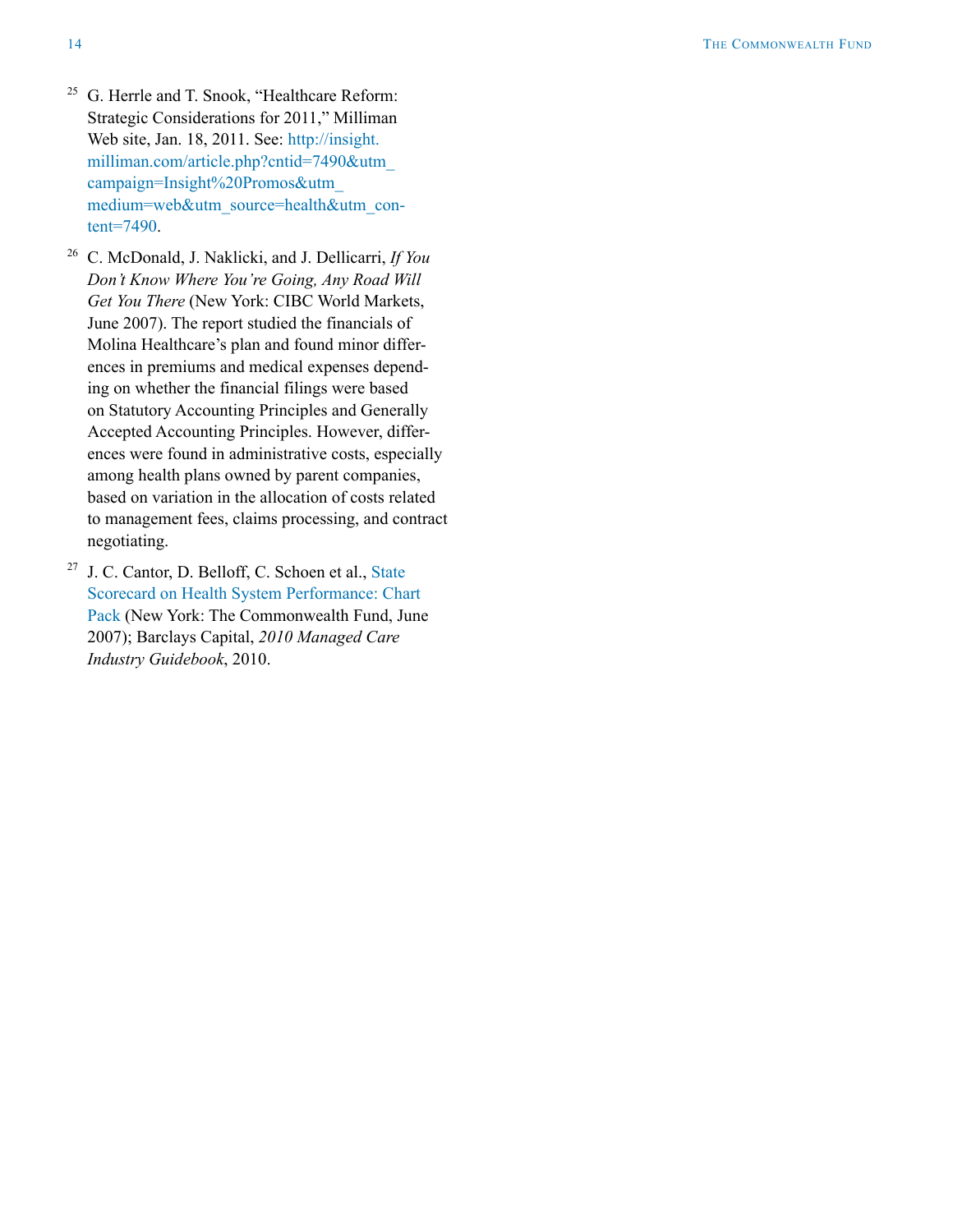[25] G. Herrle and T. Snook, "Healthcare Reform: Strategic Considerations for 2011," Milliman Web site, Jan. 18, 2011. See: http://insight.milliman.com/article.php?cntid=7490&utm_campaign=Insight%20Promos&utm_medium=web&utm_source=health&utm_content=7490.

[26] C. McDonald, J. Naklicki, and J. Dellicarri, *If You Don't Know Where You're Going, Any Road Will Get You There* (New York: CIBC World Markets, June 2007). The report studied the financials of Molina Healthcare's plan and found minor differences in premiums and medical expenses depending on whether the financial filings were based on Statutory Accounting Principles and Generally Accepted Accounting Principles. However, differences were found in administrative costs, especially among health plans owned by parent companies, based on variation in the allocation of costs related to management fees, claims processing, and contract negotiating.

[27] J. C. Cantor, D. Belloff, C. Schoen et al., State Scorecard on Health System Performance: Chart Pack (New York: The Commonwealth Fund, June 2007); Barclays Capital, *2010 Managed Care Industry Guidebook*, 2010.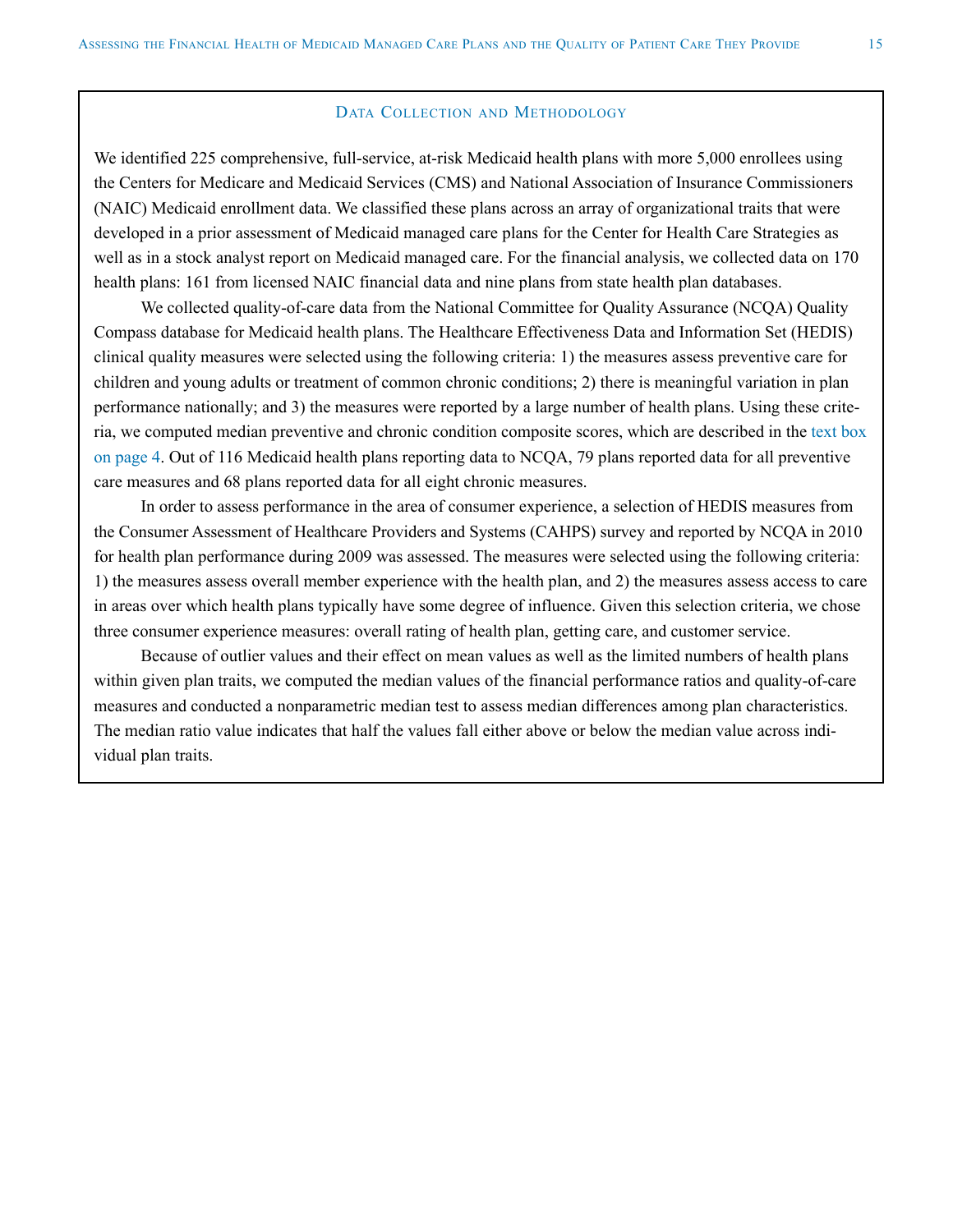## Data Collection and Methodology

We identified 225 comprehensive, full-service, at-risk Medicaid health plans with more 5,000 enrollees using the Centers for Medicare and Medicaid Services (CMS) and National Association of Insurance Commissioners (NAIC) Medicaid enrollment data. We classified these plans across an array of organizational traits that were developed in a prior assessment of Medicaid managed care plans for the Center for Health Care Strategies as well as in a stock analyst report on Medicaid managed care. For the financial analysis, we collected data on 170 health plans: 161 from licensed NAIC financial data and nine plans from state health plan databases.

We collected quality-of-care data from the National Committee for Quality Assurance (NCQA) Quality Compass database for Medicaid health plans. The Healthcare Effectiveness Data and Information Set (HEDIS) clinical quality measures were selected using the following criteria: 1) the measures assess preventive care for children and young adults or treatment of common chronic conditions; 2) there is meaningful variation in plan performance nationally; and 3) the measures were reported by a large number of health plans. Using these criteria, we computed median preventive and chronic condition composite scores, which are described in the text box on page 4. Out of 116 Medicaid health plans reporting data to NCQA, 79 plans reported data for all preventive care measures and 68 plans reported data for all eight chronic measures.

In order to assess performance in the area of consumer experience, a selection of HEDIS measures from the Consumer Assessment of Healthcare Providers and Systems (CAHPS) survey and reported by NCQA in 2010 for health plan performance during 2009 was assessed. The measures were selected using the following criteria: 1) the measures assess overall member experience with the health plan, and 2) the measures assess access to care in areas over which health plans typically have some degree of influence. Given this selection criteria, we chose three consumer experience measures: overall rating of health plan, getting care, and customer service.

Because of outlier values and their effect on mean values as well as the limited numbers of health plans within given plan traits, we computed the median values of the financial performance ratios and quality-of-care measures and conducted a nonparametric median test to assess median differences among plan characteristics. The median ratio value indicates that half the values fall either above or below the median value across individual plan traits.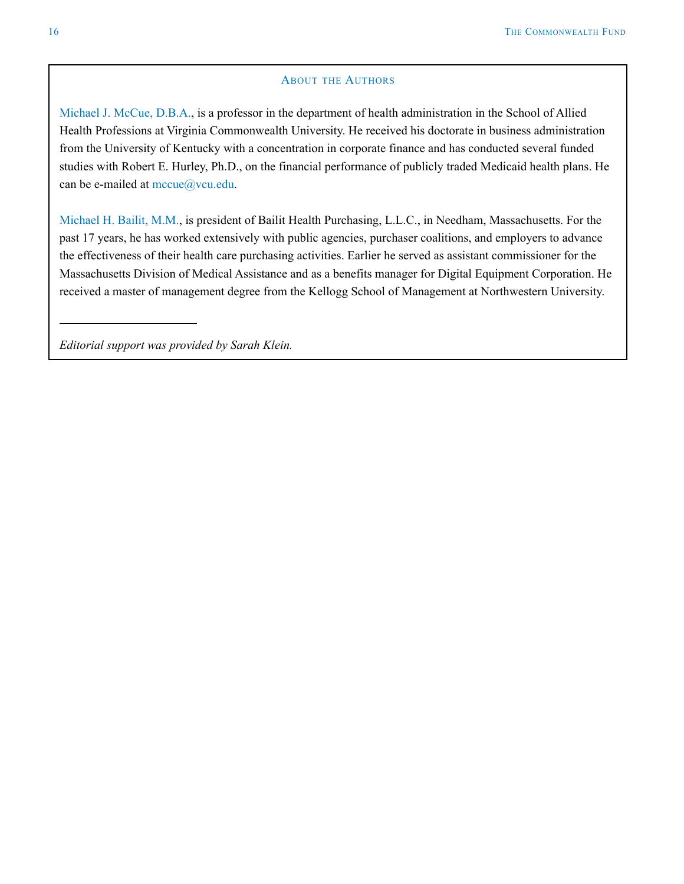## About the Authors

Michael J. McCue, D.B.A., is a professor in the department of health administration in the School of Allied Health Professions at Virginia Commonwealth University. He received his doctorate in business administration from the University of Kentucky with a concentration in corporate finance and has conducted several funded studies with Robert E. Hurley, Ph.D., on the financial performance of publicly traded Medicaid health plans. He can be e-mailed at mccue@vcu.edu.

Michael H. Bailit, M.M., is president of Bailit Health Purchasing, L.L.C., in Needham, Massachusetts. For the past 17 years, he has worked extensively with public agencies, purchaser coalitions, and employers to advance the effectiveness of their health care purchasing activities. Earlier he served as assistant commissioner for the Massachusetts Division of Medical Assistance and as a benefits manager for Digital Equipment Corporation. He received a master of management degree from the Kellogg School of Management at Northwestern University.

---

*Editorial support was provided by Sarah Klein.*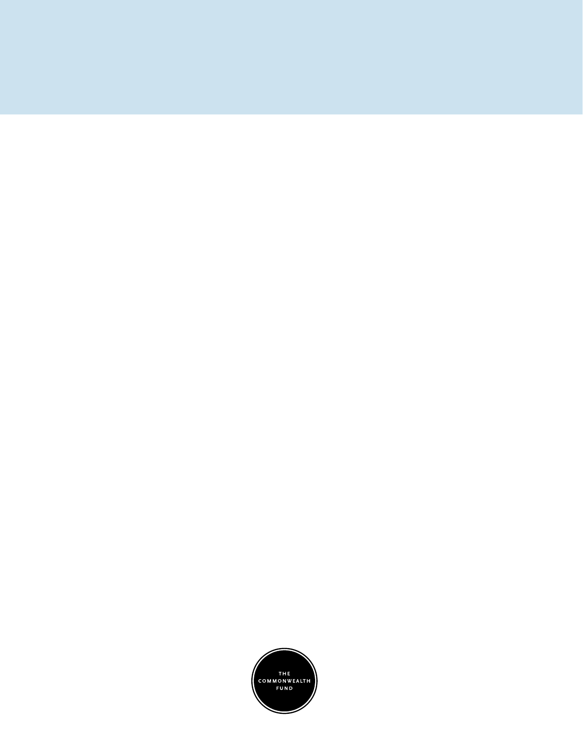THE COMMONWEALTH FUND